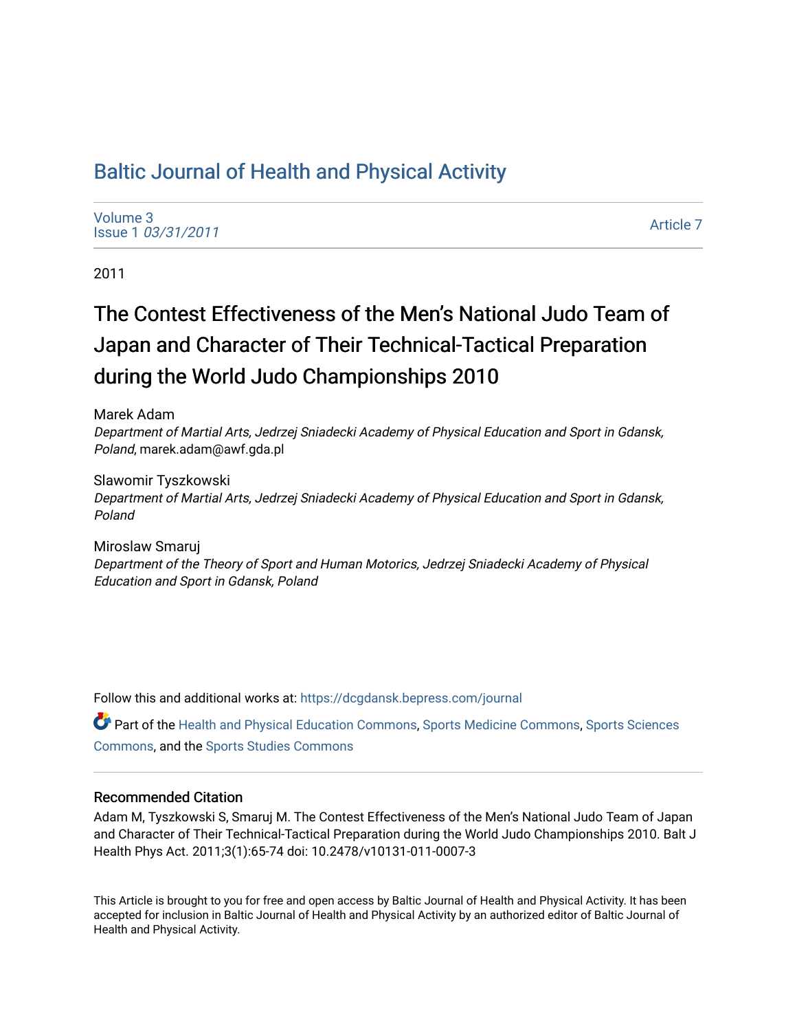# Baltic Journal of Health and Physical Activity

Volume 3
Issue 1 *03/31/2011*

Article 7

2011

## The Contest Effectiveness of the Men's National Judo Team of Japan and Character of Their Technical-Tactical Preparation during the World Judo Championships 2010

Marek Adam
*Department of Martial Arts, Jedrzej Sniadecki Academy of Physical Education and Sport in Gdansk, Poland*, marek.adam@awf.gda.pl

Slawomir Tyszkowski
*Department of Martial Arts, Jedrzej Sniadecki Academy of Physical Education and Sport in Gdansk, Poland*

Miroslaw Smaruj
*Department of the Theory of Sport and Human Motorics, Jedrzej Sniadecki Academy of Physical Education and Sport in Gdansk, Poland*

Follow this and additional works at: https://dcgdansk.bepress.com/journal

Part of the Health and Physical Education Commons, Sports Medicine Commons, Sports Sciences Commons, and the Sports Studies Commons

### Recommended Citation

Adam M, Tyszkowski S, Smaruj M. The Contest Effectiveness of the Men's National Judo Team of Japan and Character of Their Technical-Tactical Preparation during the World Judo Championships 2010. Balt J Health Phys Act. 2011;3(1):65-74 doi: 10.2478/v10131-011-0007-3

This Article is brought to you for free and open access by Baltic Journal of Health and Physical Activity. It has been accepted for inclusion in Baltic Journal of Health and Physical Activity by an authorized editor of Baltic Journal of Health and Physical Activity.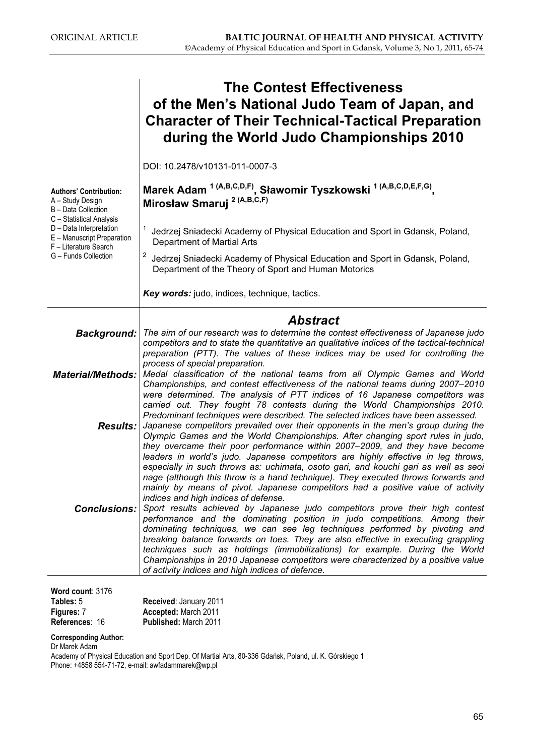# The Contest Effectiveness of the Men's National Judo Team of Japan, and Character of Their Technical-Tactical Preparation during the World Judo Championships 2010

DOI: 10.2478/v10131-011-0007-3

**Authors' Contribution:**
A – Study Design
B – Data Collection
C – Statistical Analysis
D – Data Interpretation
E – Manuscript Preparation
F – Literature Search
G – Funds Collection

**Marek Adam [1 (A,B,C,D,F)], Sławomir Tyszkowski [1 (A,B,C,D,E,F,G)], Mirosław Smaruj [2 (A,B,C,F)]**

[1] Jedrzej Sniadecki Academy of Physical Education and Sport in Gdansk, Poland, Department of Martial Arts

[2] Jedrzej Sniadecki Academy of Physical Education and Sport in Gdansk, Poland, Department of the Theory of Sport and Human Motorics

***Key words:*** judo, indices, technique, tactics.

## *Abstract*

***Background:*** *The aim of our research was to determine the contest effectiveness of Japanese judo competitors and to state the quantitative an qualitative indices of the tactical-technical preparation (PTT). The values of these indices may be used for controlling the process of special preparation.*

***Material/Methods:*** *Medal classification of the national teams from all Olympic Games and World Championships, and contest effectiveness of the national teams during 2007–2010 were determined. The analysis of PTT indices of 16 Japanese competitors was carried out. They fought 78 contests during the World Championships 2010. Predominant techniques were described. The selected indices have been assessed.*

***Results:*** *Japanese competitors prevailed over their opponents in the men's group during the Olympic Games and the World Championships. After changing sport rules in judo, they overcame their poor performance within 2007–2009, and they have become leaders in world's judo. Japanese competitors are highly effective in leg throws, especially in such throws as: uchimata, osoto gari, and kouchi gari as well as seoi nage (although this throw is a hand technique). They executed throws forwards and mainly by means of pivot. Japanese competitors had a positive value of activity indices and high indices of defense.*

***Conclusions:*** *Sport results achieved by Japanese judo competitors prove their high contest performance and the dominating position in judo competitions. Among their dominating techniques, we can see leg techniques performed by pivoting and breaking balance forwards on toes. They are also effective in executing grappling techniques such as holdings (immobilizations) for example. During the World Championships in 2010 Japanese competitors were characterized by a positive value of activity indices and high indices of defence.*

**Word count**: 3176
**Tables:** 5
**Figures:** 7
**References**: 16

**Received**: January 2011
**Accepted:** March 2011
**Published:** March 2011

**Corresponding Author:**
Dr Marek Adam
Academy of Physical Education and Sport Dep. Of Martial Arts, 80-336 Gdańsk, Poland, ul. K. Górskiego 1
Phone: +4858 554-71-72, e-mail: awfadammarek@wp.pl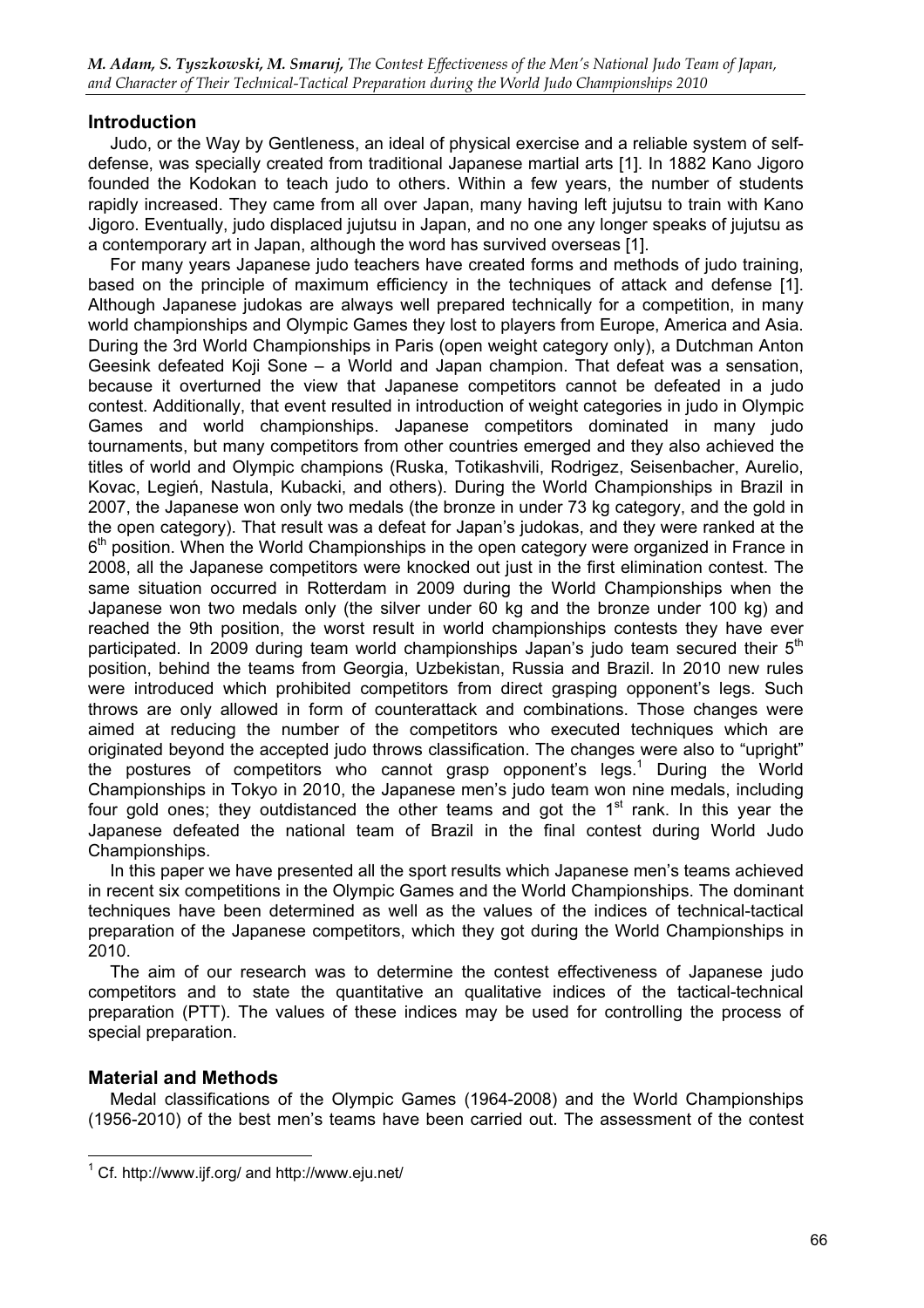## Introduction

Judo, or the Way by Gentleness, an ideal of physical exercise and a reliable system of self-defense, was specially created from traditional Japanese martial arts [1]. In 1882 Kano Jigoro founded the Kodokan to teach judo to others. Within a few years, the number of students rapidly increased. They came from all over Japan, many having left jujutsu to train with Kano Jigoro. Eventually, judo displaced jujutsu in Japan, and no one any longer speaks of jujutsu as a contemporary art in Japan, although the word has survived overseas [1].

For many years Japanese judo teachers have created forms and methods of judo training, based on the principle of maximum efficiency in the techniques of attack and defense [1]. Although Japanese judokas are always well prepared technically for a competition, in many world championships and Olympic Games they lost to players from Europe, America and Asia. During the 3rd World Championships in Paris (open weight category only), a Dutchman Anton Geesink defeated Koji Sone – a World and Japan champion. That defeat was a sensation, because it overturned the view that Japanese competitors cannot be defeated in a judo contest. Additionally, that event resulted in introduction of weight categories in judo in Olympic Games and world championships. Japanese competitors dominated in many judo tournaments, but many competitors from other countries emerged and they also achieved the titles of world and Olympic champions (Ruska, Totikashvili, Rodrigez, Seisenbacher, Aurelio, Kovac, Legień, Nastula, Kubacki, and others). During the World Championships in Brazil in 2007, the Japanese won only two medals (the bronze in under 73 kg category, and the gold in the open category). That result was a defeat for Japan's judokas, and they were ranked at the 6th position. When the World Championships in the open category were organized in France in 2008, all the Japanese competitors were knocked out just in the first elimination contest. The same situation occurred in Rotterdam in 2009 during the World Championships when the Japanese won two medals only (the silver under 60 kg and the bronze under 100 kg) and reached the 9th position, the worst result in world championships contests they have ever participated. In 2009 during team world championships Japan's judo team secured their 5th position, behind the teams from Georgia, Uzbekistan, Russia and Brazil. In 2010 new rules were introduced which prohibited competitors from direct grasping opponent's legs. Such throws are only allowed in form of counterattack and combinations. Those changes were aimed at reducing the number of the competitors who executed techniques which are originated beyond the accepted judo throws classification. The changes were also to "upright" the postures of competitors who cannot grasp opponent's legs.[1] During the World Championships in Tokyo in 2010, the Japanese men's judo team won nine medals, including four gold ones; they outdistanced the other teams and got the 1st rank. In this year the Japanese defeated the national team of Brazil in the final contest during World Judo Championships.

In this paper we have presented all the sport results which Japanese men's teams achieved in recent six competitions in the Olympic Games and the World Championships. The dominant techniques have been determined as well as the values of the indices of technical-tactical preparation of the Japanese competitors, which they got during the World Championships in 2010.

The aim of our research was to determine the contest effectiveness of Japanese judo competitors and to state the quantitative an qualitative indices of the tactical-technical preparation (PTT). The values of these indices may be used for controlling the process of special preparation.

## Material and Methods

Medal classifications of the Olympic Games (1964-2008) and the World Championships (1956-2010) of the best men's teams have been carried out. The assessment of the contest

---

[1] Cf. http://www.ijf.org/ and http://www.eju.net/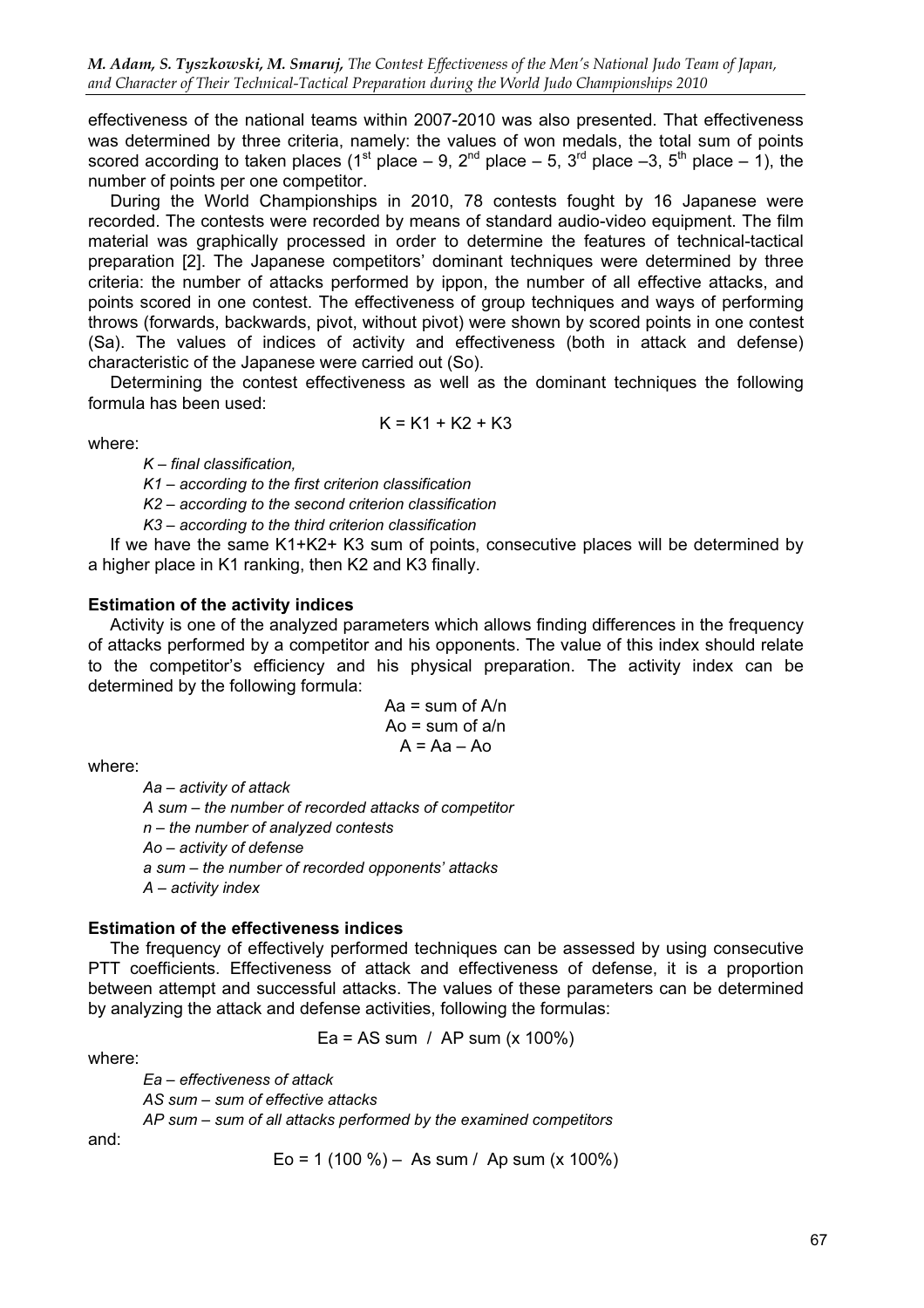effectiveness of the national teams within 2007-2010 was also presented. That effectiveness was determined by three criteria, namely: the values of won medals, the total sum of points scored according to taken places (1st place – 9, 2nd place – 5, 3rd place –3, 5th place – 1), the number of points per one competitor.

During the World Championships in 2010, 78 contests fought by 16 Japanese were recorded. The contests were recorded by means of standard audio-video equipment. The film material was graphically processed in order to determine the features of technical-tactical preparation [2]. The Japanese competitors' dominant techniques were determined by three criteria: the number of attacks performed by ippon, the number of all effective attacks, and points scored in one contest. The effectiveness of group techniques and ways of performing throws (forwards, backwards, pivot, without pivot) were shown by scored points in one contest (Sa). The values of indices of activity and effectiveness (both in attack and defense) characteristic of the Japanese were carried out (So).

Determining the contest effectiveness as well as the dominant techniques the following formula has been used:

$$K = K1 + K2 + K3$$

where:

*K – final classification,*

*K1 – according to the first criterion classification*

*K2 – according to the second criterion classification*

*K3 – according to the third criterion classification*

If we have the same K1+K2+ K3 sum of points, consecutive places will be determined by a higher place in K1 ranking, then K2 and K3 finally.

**Estimation of the activity indices**

Activity is one of the analyzed parameters which allows finding differences in the frequency of attacks performed by a competitor and his opponents. The value of this index should relate to the competitor's efficiency and his physical preparation. The activity index can be determined by the following formula:

$$Aa = \text{sum of } A/n$$
$$Ao = \text{sum of } a/n$$
$$A = Aa - Ao$$

where:

*Aa – activity of attack*

*A sum – the number of recorded attacks of competitor*

*n – the number of analyzed contests*

*Ao – activity of defense*

*a sum – the number of recorded opponents' attacks*

*A – activity index*

**Estimation of the effectiveness indices**

The frequency of effectively performed techniques can be assessed by using consecutive PTT coefficients. Effectiveness of attack and effectiveness of defense, it is a proportion between attempt and successful attacks. The values of these parameters can be determined by analyzing the attack and defense activities, following the formulas:

$$Ea = AS \text{ sum } / \text{ } AP \text{ sum } (\times 100\%)$$

where:

*Ea – effectiveness of attack*

*AS sum – sum of effective attacks*

*AP sum – sum of all attacks performed by the examined competitors*

and:

$$Eo = 1 \text{ } (100\%) - As \text{ sum } / \text{ } Ap \text{ sum } (\times 100\%)$$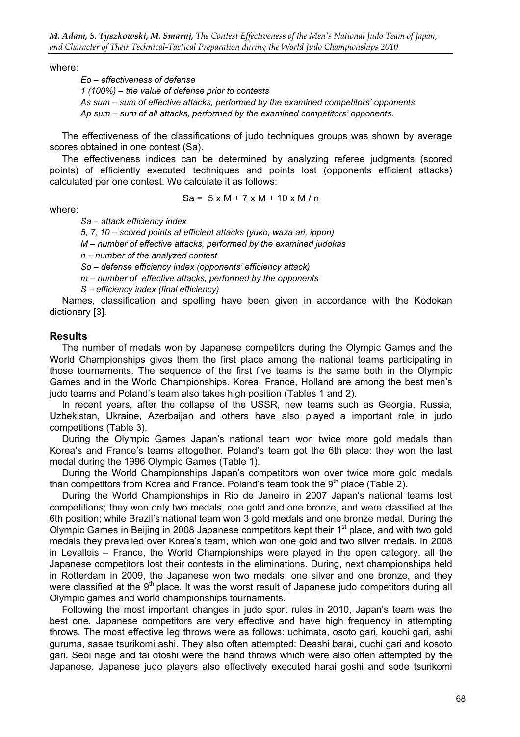where:

*Eo – effectiveness of defense*

*1 (100%) – the value of defense prior to contests*

*As sum – sum of effective attacks, performed by the examined competitors' opponents*

*Ap sum – sum of all attacks, performed by the examined competitors' opponents.*

The effectiveness of the classifications of judo techniques groups was shown by average scores obtained in one contest (Sa).

The effectiveness indices can be determined by analyzing referee judgments (scored points) of efficiently executed techniques and points lost (opponents efficient attacks) calculated per one contest. We calculate it as follows:

$$Sa = 5 \times M + 7 \times M + 10 \times M / n$$

where:

*Sa – attack efficiency index*

*5, 7, 10 – scored points at efficient attacks (yuko, waza ari, ippon)*

*M – number of effective attacks, performed by the examined judokas*

*n – number of the analyzed contest*

*So – defense efficiency index (opponents' efficiency attack)*

*m – number of effective attacks, performed by the opponents*

*S – efficiency index (final efficiency)*

Names, classification and spelling have been given in accordance with the Kodokan dictionary [3].

## Results

The number of medals won by Japanese competitors during the Olympic Games and the World Championships gives them the first place among the national teams participating in those tournaments. The sequence of the first five teams is the same both in the Olympic Games and in the World Championships. Korea, France, Holland are among the best men's judo teams and Poland's team also takes high position (Tables 1 and 2).

In recent years, after the collapse of the USSR, new teams such as Georgia, Russia, Uzbekistan, Ukraine, Azerbaijan and others have also played a important role in judo competitions (Table 3).

During the Olympic Games Japan's national team won twice more gold medals than Korea's and France's teams altogether. Poland's team got the 6th place; they won the last medal during the 1996 Olympic Games (Table 1).

During the World Championships Japan's competitors won over twice more gold medals than competitors from Korea and France. Poland's team took the 9th place (Table 2).

During the World Championships in Rio de Janeiro in 2007 Japan's national teams lost competitions; they won only two medals, one gold and one bronze, and were classified at the 6th position; while Brazil's national team won 3 gold medals and one bronze medal. During the Olympic Games in Beijing in 2008 Japanese competitors kept their 1st place, and with two gold medals they prevailed over Korea's team, which won one gold and two silver medals. In 2008 in Levallois – France, the World Championships were played in the open category, all the Japanese competitors lost their contests in the eliminations. During, next championships held in Rotterdam in 2009, the Japanese won two medals: one silver and one bronze, and they were classified at the 9th place. It was the worst result of Japanese judo competitors during all Olympic games and world championships tournaments.

Following the most important changes in judo sport rules in 2010, Japan's team was the best one. Japanese competitors are very effective and have high frequency in attempting throws. The most effective leg throws were as follows: uchimata, osoto gari, kouchi gari, ashi guruma, sasae tsurikomi ashi. They also often attempted: Deashi barai, ouchi gari and kosoto gari. Seoi nage and tai otoshi were the hand throws which were also often attempted by the Japanese. Japanese judo players also effectively executed harai goshi and sode tsurikomi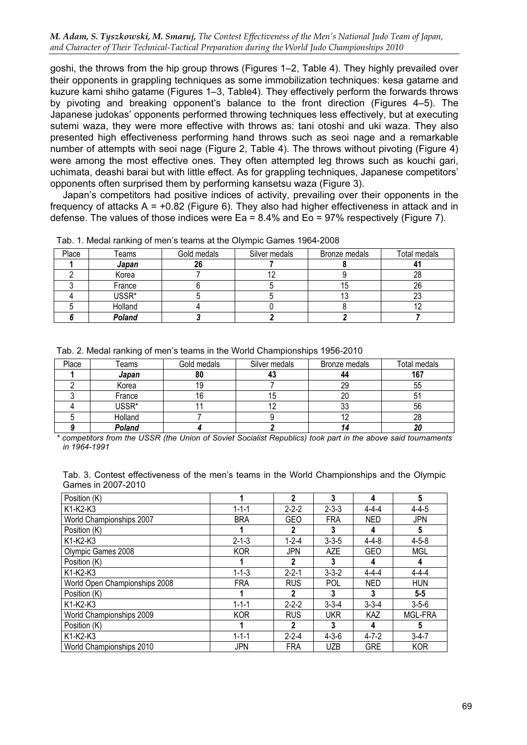goshi, the throws from the hip group throws (Figures 1–2, Table 4). They highly prevailed over their opponents in grappling techniques as some immobilization techniques: kesa gatame and kuzure kami shiho gatame (Figures 1–3, Table4). They effectively perform the forwards throws by pivoting and breaking opponent's balance to the front direction (Figures 4–5). The Japanese judokas' opponents performed throwing techniques less effectively, but at executing sutemi waza, they were more effective with throws as: tani otoshi and uki waza. They also presented high effectiveness performing hand throws such as seoi nage and a remarkable number of attempts with seoi nage (Figure 2, Table 4). The throws without pivoting (Figure 4) were among the most effective ones. They often attempted leg throws such as kouchi gari, uchimata, deashi barai but with little effect. As for grappling techniques, Japanese competitors' opponents often surprised them by performing kansetsu waza (Figure 3).

Japan's competitors had positive indices of activity, prevailing over their opponents in the frequency of attacks A = +0.82 (Figure 6). They also had higher effectiveness in attack and in defense. The values of those indices were Ea = 8.4% and Eo = 97% respectively (Figure 7).

Tab. 1. Medal ranking of men's teams at the Olympic Games 1964-2008

| Place | Teams | Gold medals | Silver medals | Bronze medals | Total medals |
|---|---|---|---|---|---|
| **1** | ***Japan*** | **26** | **7** | **8** | **41** |
| 2 | Korea | 7 | 12 | 9 | 28 |
| 3 | France | 6 | 5 | 15 | 26 |
| 4 | USSR* | 5 | 5 | 13 | 23 |
| 5 | Holland | 4 | 0 | 8 | 12 |
| ***6*** | ***Poland*** | ***3*** | ***2*** | ***2*** | ***7*** |

Tab. 2. Medal ranking of men's teams in the World Championships 1956-2010

| Place | Teams | Gold medals | Silver medals | Bronze medals | Total medals |
|---|---|---|---|---|---|
| **1** | ***Japan*** | **80** | **43** | **44** | **167** |
| 2 | Korea | 19 | 7 | 29 | 55 |
| 3 | France | 16 | 15 | 20 | 51 |
| 4 | USSR* | 11 | 12 | 33 | 56 |
| 5 | Holland | 7 | 9 | 12 | 28 |
| ***9*** | ***Poland*** | ***4*** | ***2*** | ***14*** | ***20*** |

*\* competitors from the USSR (the Union of Soviet Socialist Republics) took part in the above said tournaments in 1964-1991*

Tab. 3. Contest effectiveness of the men's teams in the World Championships and the Olympic Games in 2007-2010

| Position (K) | **1** | **2** | **3** | **4** | **5** |
|---|---|---|---|---|---|
| K1-K2-K3 | 1-1-1 | 2-2-2 | 2-3-3 | 4-4-4 | 4-4-5 |
| World Championships 2007 | BRA | GEO | FRA | NED | JPN |
| Position (K) | **1** | **2** | **3** | **4** | **5** |
| K1-K2-K3 | 2-1-3 | 1-2-4 | 3-3-5 | 4-4-8 | 4-5-8 |
| Olympic Games 2008 | KOR | JPN | AZE | GEO | MGL |
| Position (K) | **1** | **2** | **3** | **4** | **4** |
| K1-K2-K3 | 1-1-3 | 2-2-1 | 3-3-2 | 4-4-4 | 4-4-4 |
| World Open Championships 2008 | FRA | RUS | POL | NED | HUN |
| Position (K) | **1** | **2** | **3** | **3** | **5-5** |
| K1-K2-K3 | 1-1-1 | 2-2-2 | 3-3-4 | 3-3-4 | 3-5-6 |
| World Championships 2009 | KOR | RUS | UKR | KAZ | MGL-FRA |
| Position (K) | **1** | **2** | **3** | **4** | **5** |
| K1-K2-K3 | 1-1-1 | 2-2-4 | 4-3-6 | 4-7-2 | 3-4-7 |
| World Championships 2010 | JPN | FRA | UZB | GRE | KOR |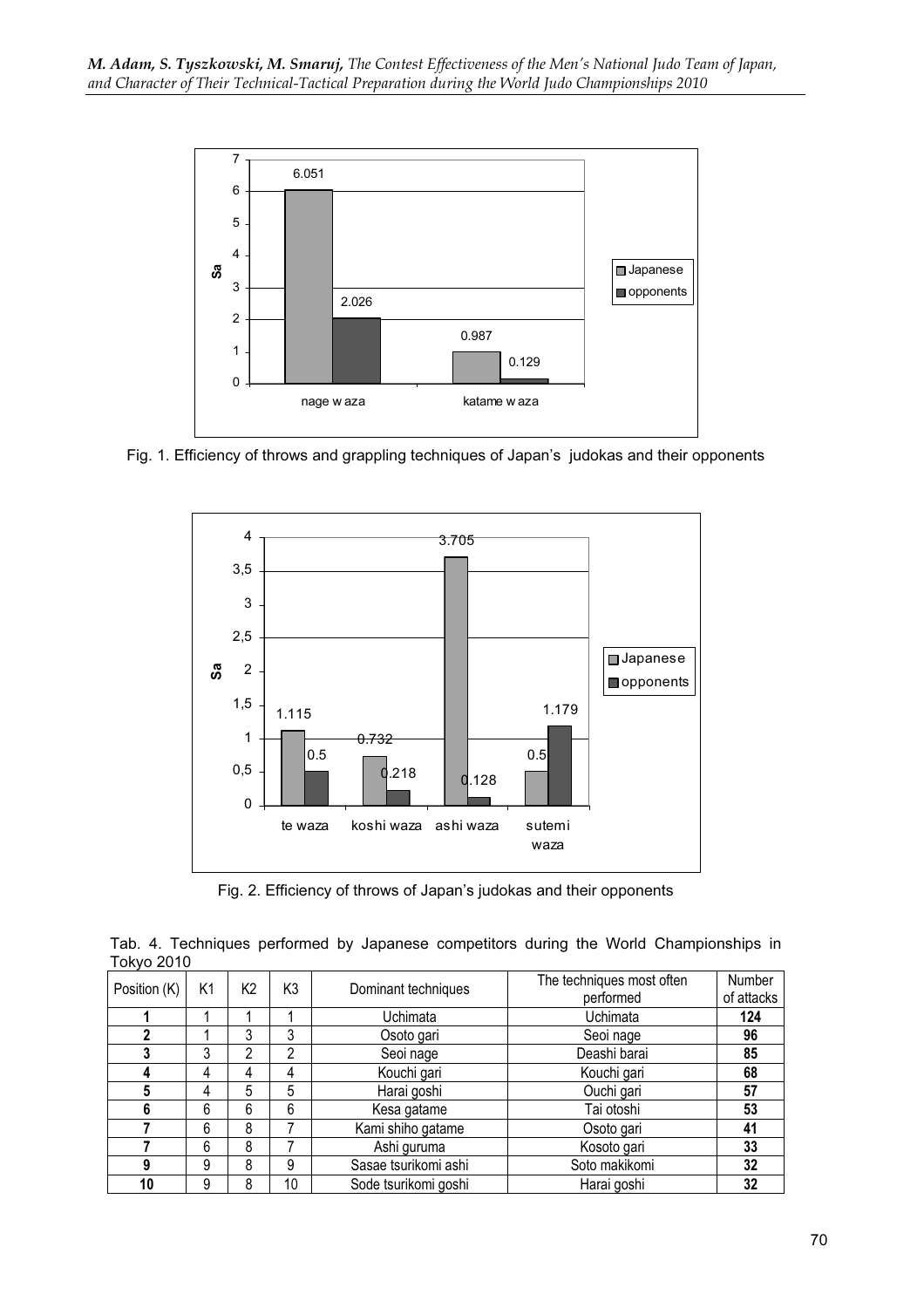Fig. 1. Efficiency of throws and grappling techniques of Japan's judokas and their opponents

Fig. 2. Efficiency of throws of Japan's judokas and their opponents

Tab. 4. Techniques performed by Japanese competitors during the World Championships in Tokyo 2010

| Position (K) | K1 | K2 | K3 | Dominant techniques | The techniques most often performed | Number of attacks |
|---|---|---|---|---|---|---|
| **1** | 1 | 1 | 1 | Uchimata | Uchimata | **124** |
| **2** | 1 | 3 | 3 | Osoto gari | Seoi nage | **96** |
| **3** | 3 | 2 | 2 | Seoi nage | Deashi barai | **85** |
| **4** | 4 | 4 | 4 | Kouchi gari | Kouchi gari | **68** |
| **5** | 4 | 5 | 5 | Harai goshi | Ouchi gari | **57** |
| **6** | 6 | 6 | 6 | Kesa gatame | Tai otoshi | **53** |
| **7** | 6 | 8 | 7 | Kami shiho gatame | Osoto gari | **41** |
| **7** | 6 | 8 | 7 | Ashi guruma | Kosoto gari | **33** |
| **9** | 9 | 8 | 9 | Sasae tsurikomi ashi | Soto makikomi | **32** |
| **10** | 9 | 8 | 10 | Sode tsurikomi goshi | Harai goshi | **32** |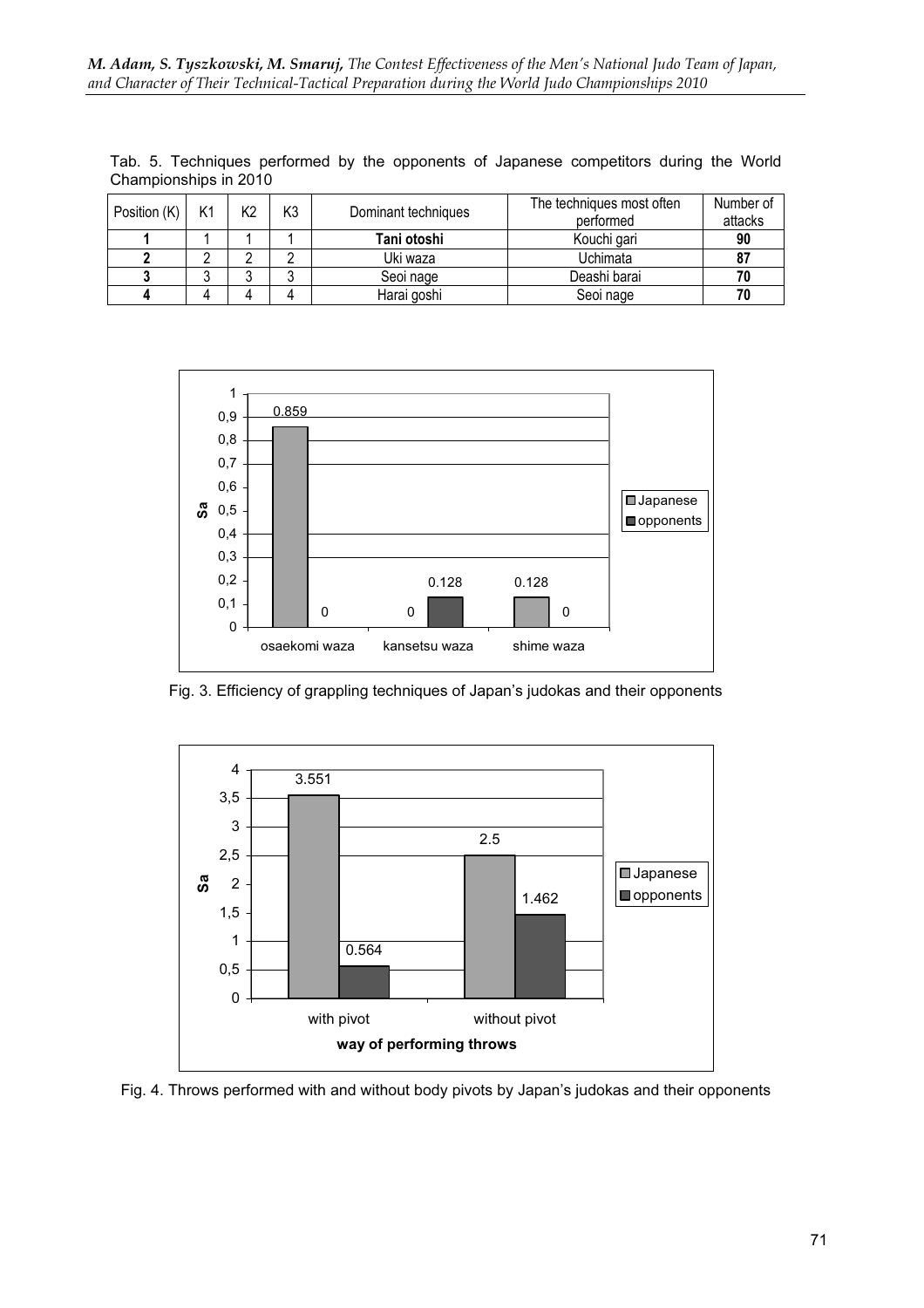Tab. 5. Techniques performed by the opponents of Japanese competitors during the World Championships in 2010

| Position (K) | K1 | K2 | K3 | Dominant techniques | The techniques most often performed | Number of attacks |
|---|---|---|---|---|---|---|
| **1** | 1 | 1 | 1 | **Tani otoshi** | Kouchi gari | **90** |
| **2** | 2 | 2 | 2 | Uki waza | Uchimata | **87** |
| **3** | 3 | 3 | 3 | Seoi nage | Deashi barai | **70** |
| **4** | 4 | 4 | 4 | Harai goshi | Seoi nage | **70** |

Fig. 3. Efficiency of grappling techniques of Japan's judokas and their opponents

Fig. 4. Throws performed with and without body pivots by Japan's judokas and their opponents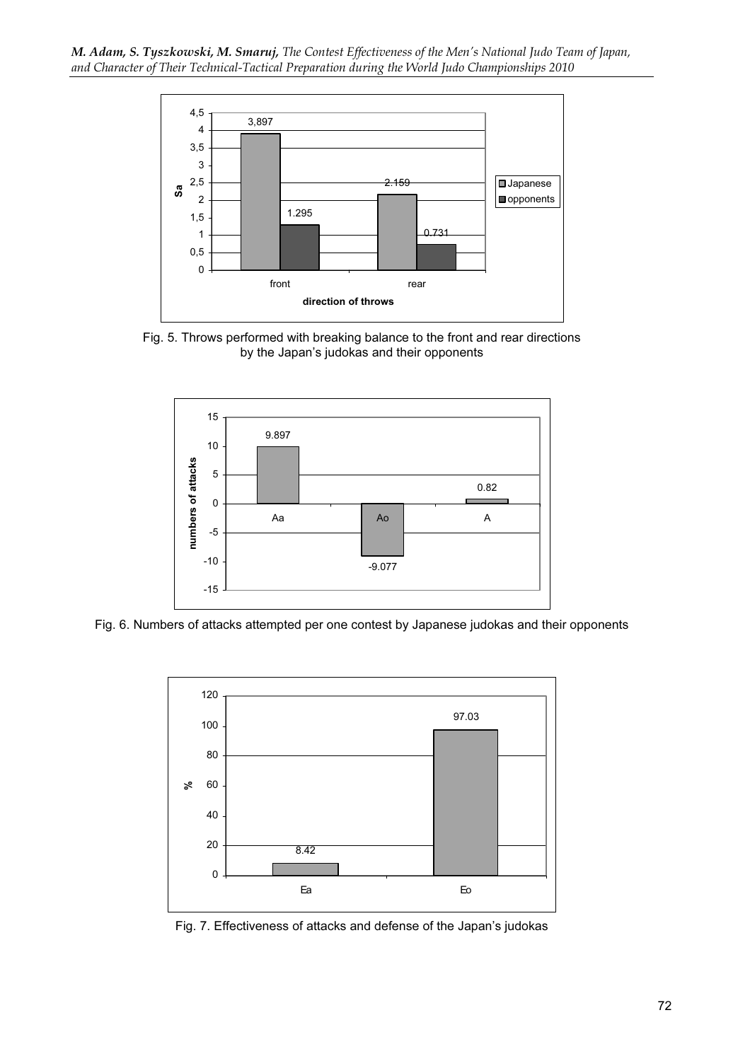Fig. 5. Throws performed with breaking balance to the front and rear directions by the Japan's judokas and their opponents

Fig. 6. Numbers of attacks attempted per one contest by Japanese judokas and their opponents

Fig. 7. Effectiveness of attacks and defense of the Japan's judokas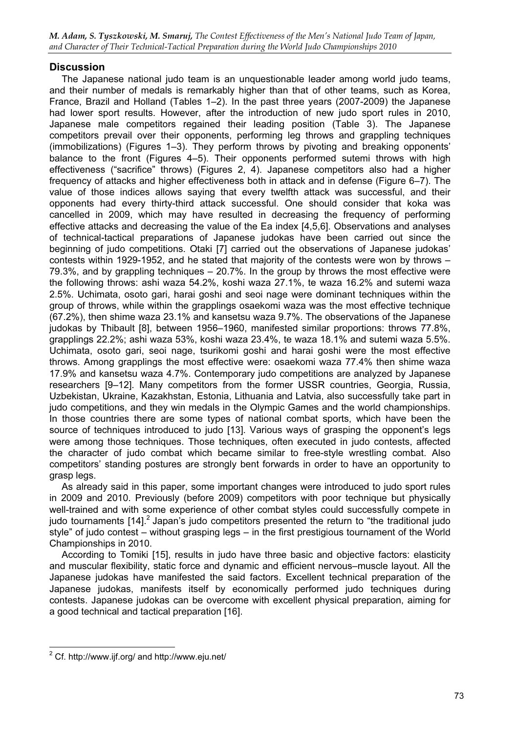## Discussion

The Japanese national judo team is an unquestionable leader among world judo teams, and their number of medals is remarkably higher than that of other teams, such as Korea, France, Brazil and Holland (Tables 1–2). In the past three years (2007-2009) the Japanese had lower sport results. However, after the introduction of new judo sport rules in 2010, Japanese male competitors regained their leading position (Table 3). The Japanese competitors prevail over their opponents, performing leg throws and grappling techniques (immobilizations) (Figures 1–3). They perform throws by pivoting and breaking opponents' balance to the front (Figures 4–5). Their opponents performed sutemi throws with high effectiveness ("sacrifice" throws) (Figures 2, 4). Japanese competitors also had a higher frequency of attacks and higher effectiveness both in attack and in defense (Figure 6–7). The value of those indices allows saying that every twelfth attack was successful, and their opponents had every thirty-third attack successful. One should consider that koka was cancelled in 2009, which may have resulted in decreasing the frequency of performing effective attacks and decreasing the value of the Ea index [4,5,6]. Observations and analyses of technical-tactical preparations of Japanese judokas have been carried out since the beginning of judo competitions. Otaki [7] carried out the observations of Japanese judokas' contests within 1929-1952, and he stated that majority of the contests were won by throws – 79.3%, and by grappling techniques – 20.7%. In the group by throws the most effective were the following throws: ashi waza 54.2%, koshi waza 27.1%, te waza 16.2% and sutemi waza 2.5%. Uchimata, osoto gari, harai goshi and seoi nage were dominant techniques within the group of throws, while within the grapplings osaekomi waza was the most effective technique (67.2%), then shime waza 23.1% and kansetsu waza 9.7%. The observations of the Japanese judokas by Thibault [8], between 1956–1960, manifested similar proportions: throws 77.8%, grapplings 22.2%; ashi waza 53%, koshi waza 23.4%, te waza 18.1% and sutemi waza 5.5%. Uchimata, osoto gari, seoi nage, tsurikomi goshi and harai goshi were the most effective throws. Among grapplings the most effective were: osaekomi waza 77.4% then shime waza 17.9% and kansetsu waza 4.7%. Contemporary judo competitions are analyzed by Japanese researchers [9–12]. Many competitors from the former USSR countries, Georgia, Russia, Uzbekistan, Ukraine, Kazakhstan, Estonia, Lithuania and Latvia, also successfully take part in judo competitions, and they win medals in the Olympic Games and the world championships. In those countries there are some types of national combat sports, which have been the source of techniques introduced to judo [13]. Various ways of grasping the opponent's legs were among those techniques. Those techniques, often executed in judo contests, affected the character of judo combat which became similar to free-style wrestling combat. Also competitors' standing postures are strongly bent forwards in order to have an opportunity to grasp legs.

As already said in this paper, some important changes were introduced to judo sport rules in 2009 and 2010. Previously (before 2009) competitors with poor technique but physically well-trained and with some experience of other combat styles could successfully compete in judo tournaments [14].[2] Japan's judo competitors presented the return to "the traditional judo style" of judo contest – without grasping legs – in the first prestigious tournament of the World Championships in 2010.

According to Tomiki [15], results in judo have three basic and objective factors: elasticity and muscular flexibility, static force and dynamic and efficient nervous–muscle layout. All the Japanese judokas have manifested the said factors. Excellent technical preparation of the Japanese judokas, manifests itself by economically performed judo techniques during contests. Japanese judokas can be overcome with excellent physical preparation, aiming for a good technical and tactical preparation [16].

---

[2] Cf. http://www.ijf.org/ and http://www.eju.net/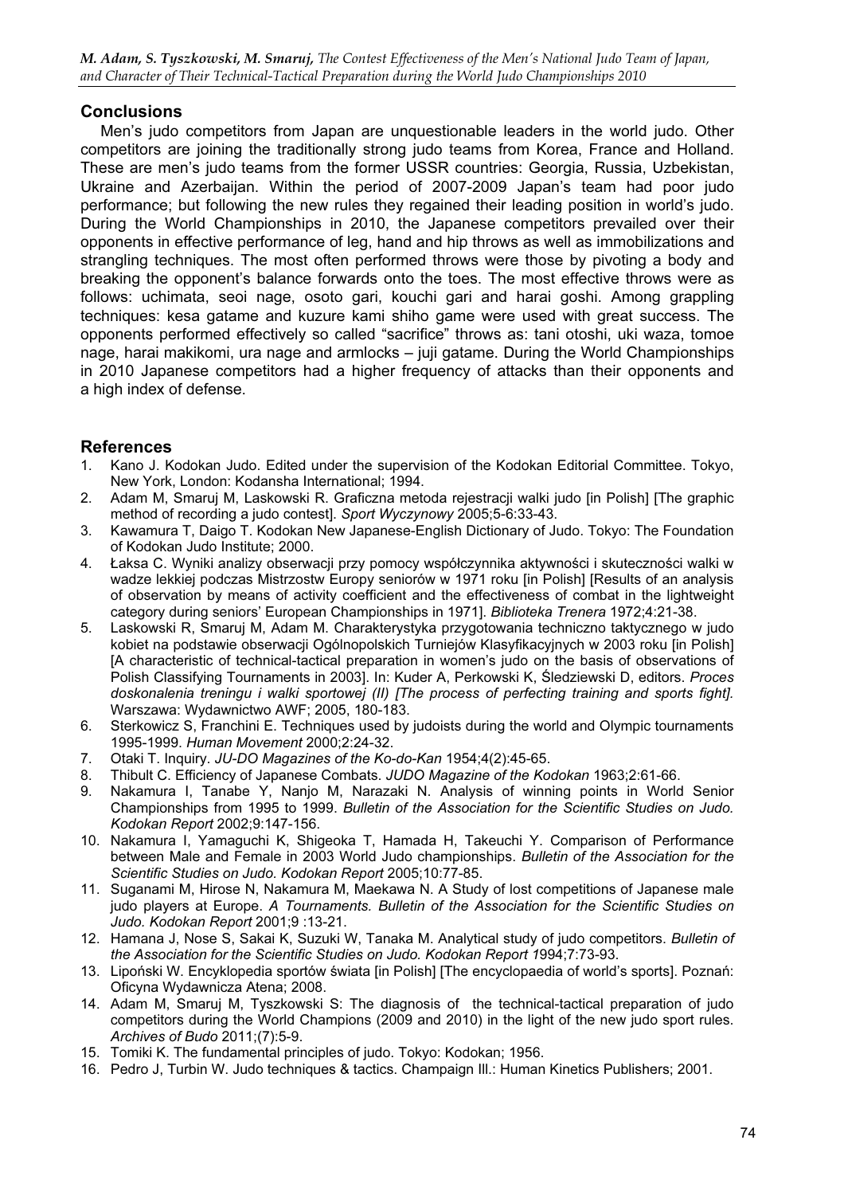## Conclusions

Men's judo competitors from Japan are unquestionable leaders in the world judo. Other competitors are joining the traditionally strong judo teams from Korea, France and Holland. These are men's judo teams from the former USSR countries: Georgia, Russia, Uzbekistan, Ukraine and Azerbaijan. Within the period of 2007-2009 Japan's team had poor judo performance; but following the new rules they regained their leading position in world's judo. During the World Championships in 2010, the Japanese competitors prevailed over their opponents in effective performance of leg, hand and hip throws as well as immobilizations and strangling techniques. The most often performed throws were those by pivoting a body and breaking the opponent's balance forwards onto the toes. The most effective throws were as follows: uchimata, seoi nage, osoto gari, kouchi gari and harai goshi. Among grappling techniques: kesa gatame and kuzure kami shiho game were used with great success. The opponents performed effectively so called "sacrifice" throws as: tani otoshi, uki waza, tomoe nage, harai makikomi, ura nage and armlocks – juji gatame. During the World Championships in 2010 Japanese competitors had a higher frequency of attacks than their opponents and a high index of defense.

## References

1. Kano J. Kodokan Judo. Edited under the supervision of the Kodokan Editorial Committee. Tokyo, New York, London: Kodansha International; 1994.
2. Adam M, Smaruj M, Laskowski R. Graficzna metoda rejestracji walki judo [in Polish] [The graphic method of recording a judo contest]. *Sport Wyczynowy* 2005;5-6:33-43.
3. Kawamura T, Daigo T. Kodokan New Japanese-English Dictionary of Judo. Tokyo: The Foundation of Kodokan Judo Institute; 2000.
4. Łaksa C. Wyniki analizy obserwacji przy pomocy współczynnika aktywności i skuteczności walki w wadze lekkiej podczas Mistrzostw Europy seniorów w 1971 roku [in Polish] [Results of an analysis of observation by means of activity coefficient and the effectiveness of combat in the lightweight category during seniors' European Championships in 1971]. *Biblioteka Trenera* 1972;4:21-38.
5. Laskowski R, Smaruj M, Adam M. Charakterystyka przygotowania techniczno taktycznego w judo kobiet na podstawie obserwacji Ogólnopolskich Turniejów Klasyfikacyjnych w 2003 roku [in Polish] [A characteristic of technical-tactical preparation in women's judo on the basis of observations of Polish Classifying Tournaments in 2003]. In: Kuder A, Perkowski K, Śledziewski D, editors. *Proces doskonalenia treningu i walki sportowej (II) [The process of perfecting training and sports fight].* Warszawa: Wydawnictwo AWF; 2005, 180-183.
6. Sterkowicz S, Franchini E. Techniques used by judoists during the world and Olympic tournaments 1995-1999. *Human Movement* 2000;2:24-32.
7. Otaki T. Inquiry. *JU-DO Magazines of the Ko-do-Kan* 1954;4(2):45-65.
8. Thibult C. Efficiency of Japanese Combats. *JUDO Magazine of the Kodokan* 1963;2:61-66.
9. Nakamura I, Tanabe Y, Nanjo M, Narazaki N. Analysis of winning points in World Senior Championships from 1995 to 1999. *Bulletin of the Association for the Scientific Studies on Judo. Kodokan Report* 2002;9:147-156.
10. Nakamura I, Yamaguchi K, Shigeoka T, Hamada H, Takeuchi Y. Comparison of Performance between Male and Female in 2003 World Judo championships. *Bulletin of the Association for the Scientific Studies on Judo. Kodokan Report* 2005;10:77-85.
11. Suganami M, Hirose N, Nakamura M, Maekawa N. A Study of lost competitions of Japanese male judo players at Europe. *A Tournaments. Bulletin of the Association for the Scientific Studies on Judo. Kodokan Report* 2001;9 :13-21.
12. Hamana J, Nose S, Sakai K, Suzuki W, Tanaka M. Analytical study of judo competitors. *Bulletin of the Association for the Scientific Studies on Judo. Kodokan Report 1*994;7:73-93.
13. Lipoński W. Encyklopedia sportów świata [in Polish] [The encyclopaedia of world's sports]. Poznań: Oficyna Wydawnicza Atena; 2008.
14. Adam M, Smaruj M, Tyszkowski S: The diagnosis of the technical-tactical preparation of judo competitors during the World Champions (2009 and 2010) in the light of the new judo sport rules. *Archives of Budo* 2011;(7):5-9.
15. Tomiki K. The fundamental principles of judo. Tokyo: Kodokan; 1956.
16. Pedro J, Turbin W. Judo techniques & tactics. Champaign Ill.: Human Kinetics Publishers; 2001.